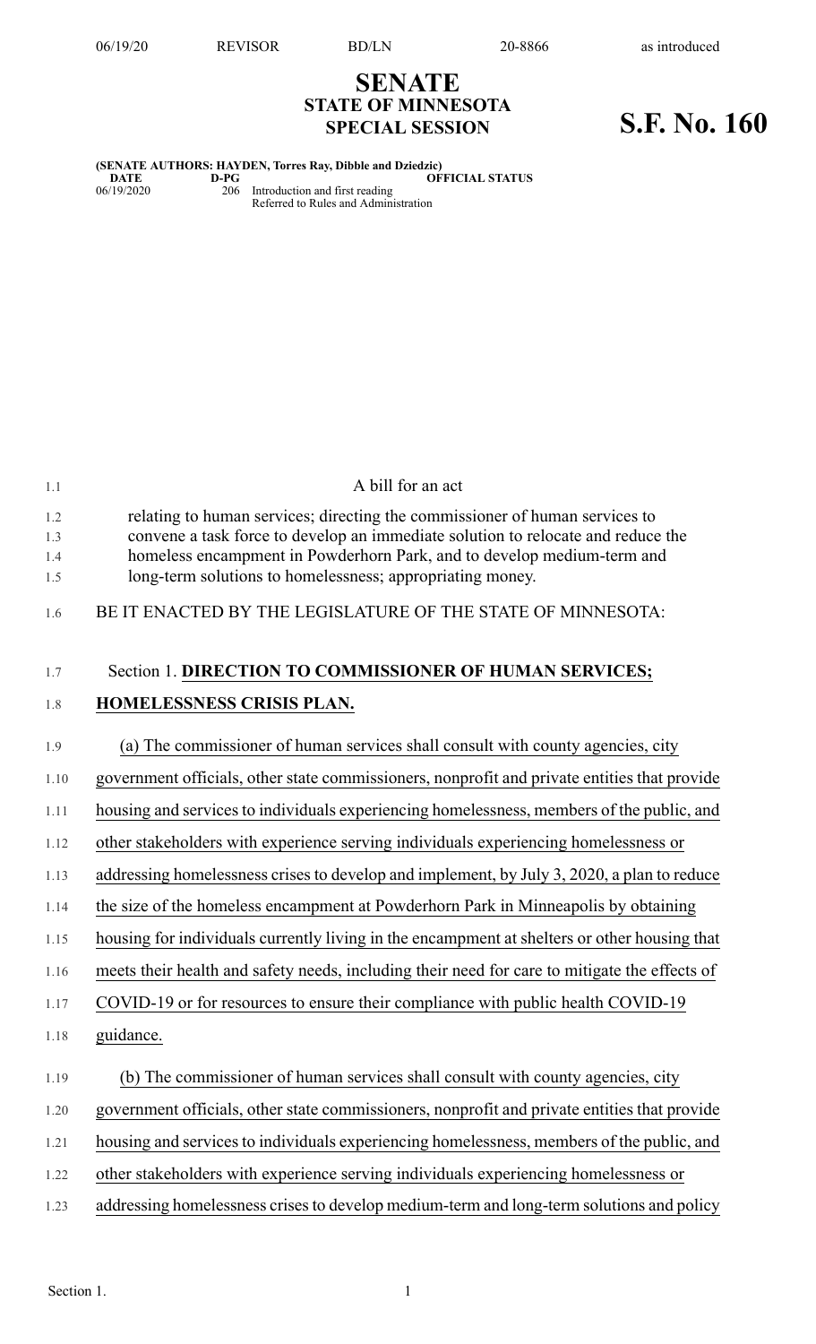# SENATE
## STATE OF MINNESOTA
## SPECIAL SESSION

# S.F. No. 160

**(SENATE AUTHORS: HAYDEN, Torres Ray, Dibble and Dziedzic)**

| DATE | D-PG | OFFICIAL STATUS |
|---|---|---|
| 06/19/2020 | 206 | Introduction and first reading<br>Referred to Rules and Administration |

A bill for an act

relating to human services; directing the commissioner of human services to convene a task force to develop an immediate solution to relocate and reduce the homeless encampment in Powderhorn Park, and to develop medium-term and long-term solutions to homelessness; appropriating money.

BE IT ENACTED BY THE LEGISLATURE OF THE STATE OF MINNESOTA:

Section 1. **DIRECTION TO COMMISSIONER OF HUMAN SERVICES; HOMELESSNESS CRISIS PLAN.**

(a) The commissioner of human services shall consult with county agencies, city government officials, other state commissioners, nonprofit and private entities that provide housing and services to individuals experiencing homelessness, members of the public, and other stakeholders with experience serving individuals experiencing homelessness or addressing homelessness crises to develop and implement, by July 3, 2020, a plan to reduce the size of the homeless encampment at Powderhorn Park in Minneapolis by obtaining housing for individuals currently living in the encampment at shelters or other housing that meets their health and safety needs, including their need for care to mitigate the effects of COVID-19 or for resources to ensure their compliance with public health COVID-19 guidance.

(b) The commissioner of human services shall consult with county agencies, city government officials, other state commissioners, nonprofit and private entities that provide housing and services to individuals experiencing homelessness, members of the public, and other stakeholders with experience serving individuals experiencing homelessness or addressing homelessness crises to develop medium-term and long-term solutions and policy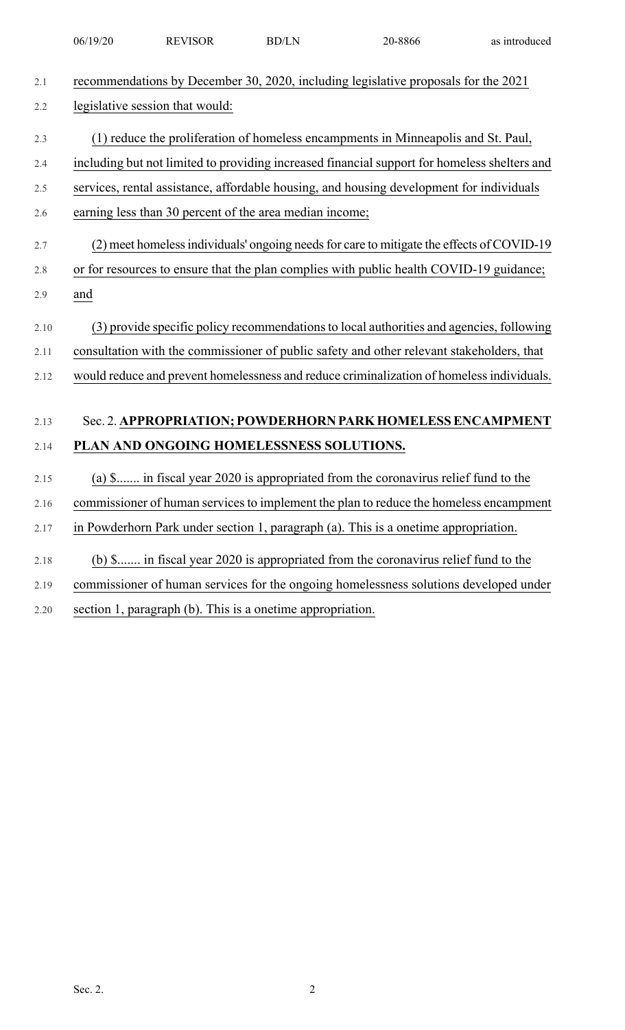recommendations by December 30, 2020, including legislative proposals for the 2021 legislative session that would:

(1) reduce the proliferation of homeless encampments in Minneapolis and St. Paul, including but not limited to providing increased financial support for homeless shelters and services, rental assistance, affordable housing, and housing development for individuals earning less than 30 percent of the area median income;

(2) meet homeless individuals' ongoing needs for care to mitigate the effects of COVID-19 or for resources to ensure that the plan complies with public health COVID-19 guidance; and

(3) provide specific policy recommendations to local authorities and agencies, following consultation with the commissioner of public safety and other relevant stakeholders, that would reduce and prevent homelessness and reduce criminalization of homeless individuals.

Sec. 2. **APPROPRIATION; POWDERHORN PARK HOMELESS ENCAMPMENT PLAN AND ONGOING HOMELESSNESS SOLUTIONS.**

(a) $....... in fiscal year 2020 is appropriated from the coronavirus relief fund to the commissioner of human services to implement the plan to reduce the homeless encampment in Powderhorn Park under section 1, paragraph (a). This is a onetime appropriation.

(b) $....... in fiscal year 2020 is appropriated from the coronavirus relief fund to the commissioner of human services for the ongoing homelessness solutions developed under section 1, paragraph (b). This is a onetime appropriation.